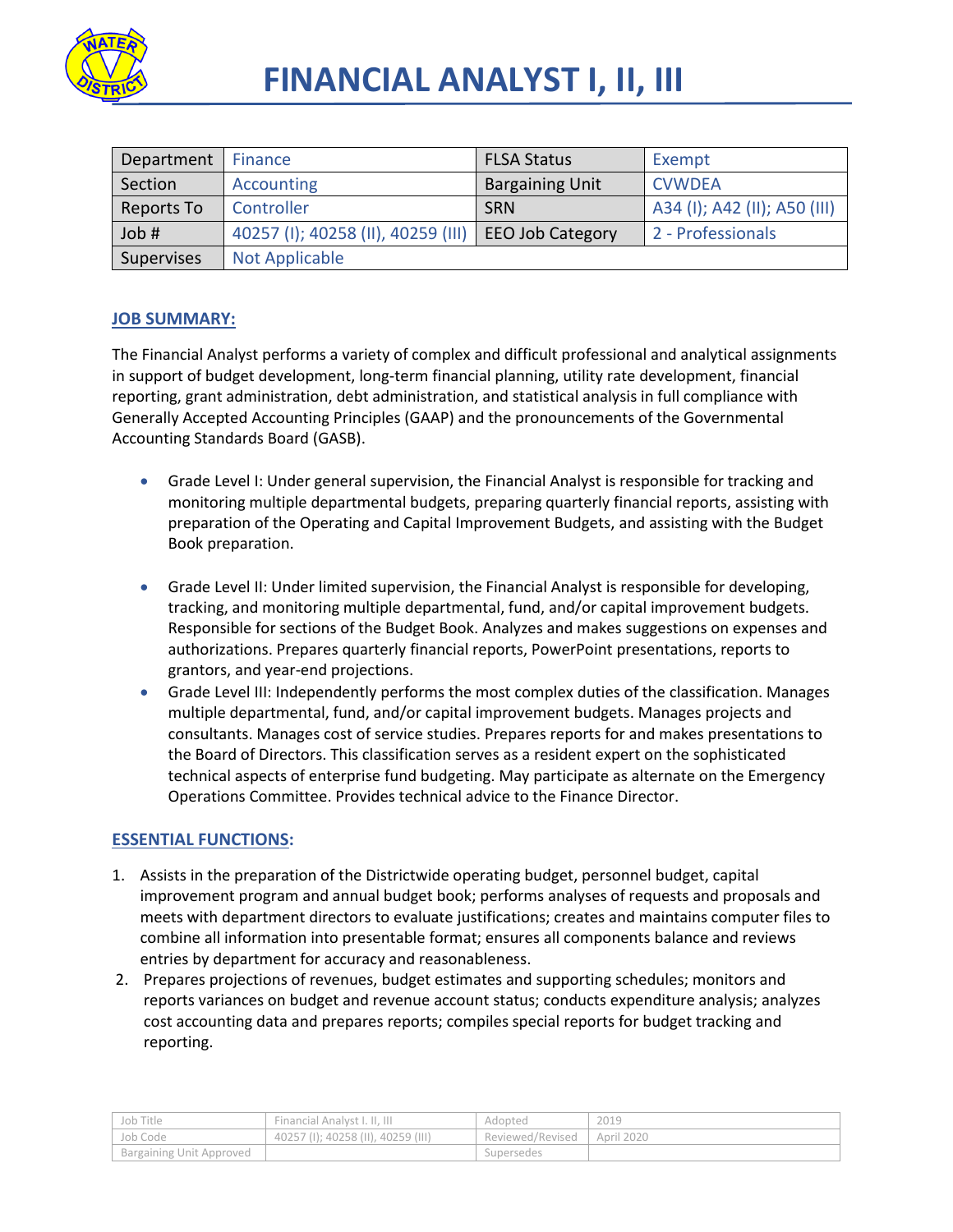# FINANCIAL ANALYST I, II, III

| Department | Finance | FLSA Status | Exempt |
|---|---|---|---|
| Section | Accounting | Bargaining Unit | CVWDEA |
| Reports To | Controller | SRN | A34 (I); A42 (II); A50 (III) |
| Job # | 40257 (I); 40258 (II), 40259 (III) | EEO Job Category | 2 - Professionals |
| Supervises | Not Applicable | | |

## JOB SUMMARY:

The Financial Analyst performs a variety of complex and difficult professional and analytical assignments in support of budget development, long-term financial planning, utility rate development, financial reporting, grant administration, debt administration, and statistical analysis in full compliance with Generally Accepted Accounting Principles (GAAP) and the pronouncements of the Governmental Accounting Standards Board (GASB).

- Grade Level I: Under general supervision, the Financial Analyst is responsible for tracking and monitoring multiple departmental budgets, preparing quarterly financial reports, assisting with preparation of the Operating and Capital Improvement Budgets, and assisting with the Budget Book preparation.
- Grade Level II: Under limited supervision, the Financial Analyst is responsible for developing, tracking, and monitoring multiple departmental, fund, and/or capital improvement budgets. Responsible for sections of the Budget Book. Analyzes and makes suggestions on expenses and authorizations. Prepares quarterly financial reports, PowerPoint presentations, reports to grantors, and year-end projections.
- Grade Level III: Independently performs the most complex duties of the classification. Manages multiple departmental, fund, and/or capital improvement budgets. Manages projects and consultants. Manages cost of service studies. Prepares reports for and makes presentations to the Board of Directors. This classification serves as a resident expert on the sophisticated technical aspects of enterprise fund budgeting. May participate as alternate on the Emergency Operations Committee. Provides technical advice to the Finance Director.

## ESSENTIAL FUNCTIONS:

1. Assists in the preparation of the Districtwide operating budget, personnel budget, capital improvement program and annual budget book; performs analyses of requests and proposals and meets with department directors to evaluate justifications; creates and maintains computer files to combine all information into presentable format; ensures all components balance and reviews entries by department for accuracy and reasonableness.
2. Prepares projections of revenues, budget estimates and supporting schedules; monitors and reports variances on budget and revenue account status; conducts expenditure analysis; analyzes cost accounting data and prepares reports; compiles special reports for budget tracking and reporting.

| Job Title | Financial Analyst I. II, III | Adopted | 2019 |
|---|---|---|---|
| Job Code | 40257 (I); 40258 (II), 40259 (III) | Reviewed/Revised | April 2020 |
| Bargaining Unit Approved | | Supersedes | |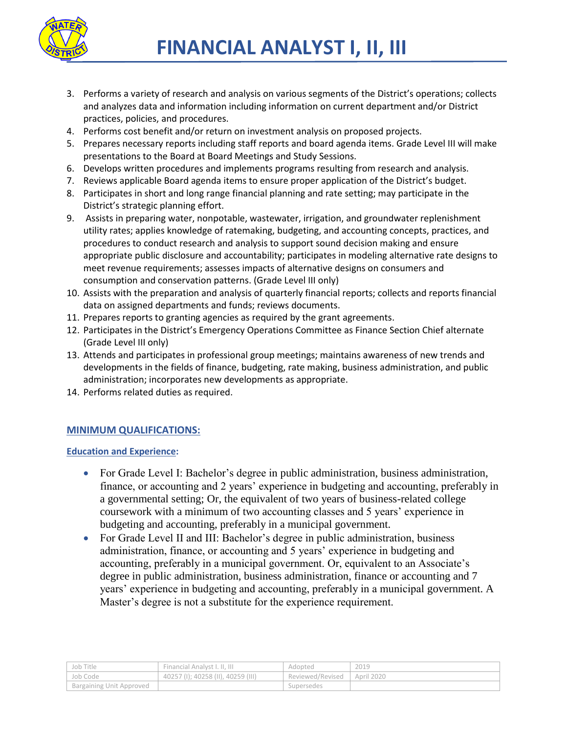3. Performs a variety of research and analysis on various segments of the District's operations; collects and analyzes data and information including information on current department and/or District practices, policies, and procedures.
4. Performs cost benefit and/or return on investment analysis on proposed projects.
5. Prepares necessary reports including staff reports and board agenda items. Grade Level III will make presentations to the Board at Board Meetings and Study Sessions.
6. Develops written procedures and implements programs resulting from research and analysis.
7. Reviews applicable Board agenda items to ensure proper application of the District's budget.
8. Participates in short and long range financial planning and rate setting; may participate in the District's strategic planning effort.
9. Assists in preparing water, nonpotable, wastewater, irrigation, and groundwater replenishment utility rates; applies knowledge of ratemaking, budgeting, and accounting concepts, practices, and procedures to conduct research and analysis to support sound decision making and ensure appropriate public disclosure and accountability; participates in modeling alternative rate designs to meet revenue requirements; assesses impacts of alternative designs on consumers and consumption and conservation patterns. (Grade Level III only)
10. Assists with the preparation and analysis of quarterly financial reports; collects and reports financial data on assigned departments and funds; reviews documents.
11. Prepares reports to granting agencies as required by the grant agreements.
12. Participates in the District's Emergency Operations Committee as Finance Section Chief alternate (Grade Level III only)
13. Attends and participates in professional group meetings; maintains awareness of new trends and developments in the fields of finance, budgeting, rate making, business administration, and public administration; incorporates new developments as appropriate.
14. Performs related duties as required.

## MINIMUM QUALIFICATIONS:

### Education and Experience:

- For Grade Level I: Bachelor's degree in public administration, business administration, finance, or accounting and 2 years' experience in budgeting and accounting, preferably in a governmental setting; Or, the equivalent of two years of business-related college coursework with a minimum of two accounting classes and 5 years' experience in budgeting and accounting, preferably in a municipal government.
- For Grade Level II and III: Bachelor's degree in public administration, business administration, finance, or accounting and 5 years' experience in budgeting and accounting, preferably in a municipal government. Or, equivalent to an Associate's degree in public administration, business administration, finance or accounting and 7 years' experience in budgeting and accounting, preferably in a municipal government. A Master's degree is not a substitute for the experience requirement.

| Job Title | Financial Analyst I. II, III | Adopted | 2019 |
|---|---|---|---|
| Job Code | 40257 (I); 40258 (II), 40259 (III) | Reviewed/Revised | April 2020 |
| Bargaining Unit Approved | | Supersedes | |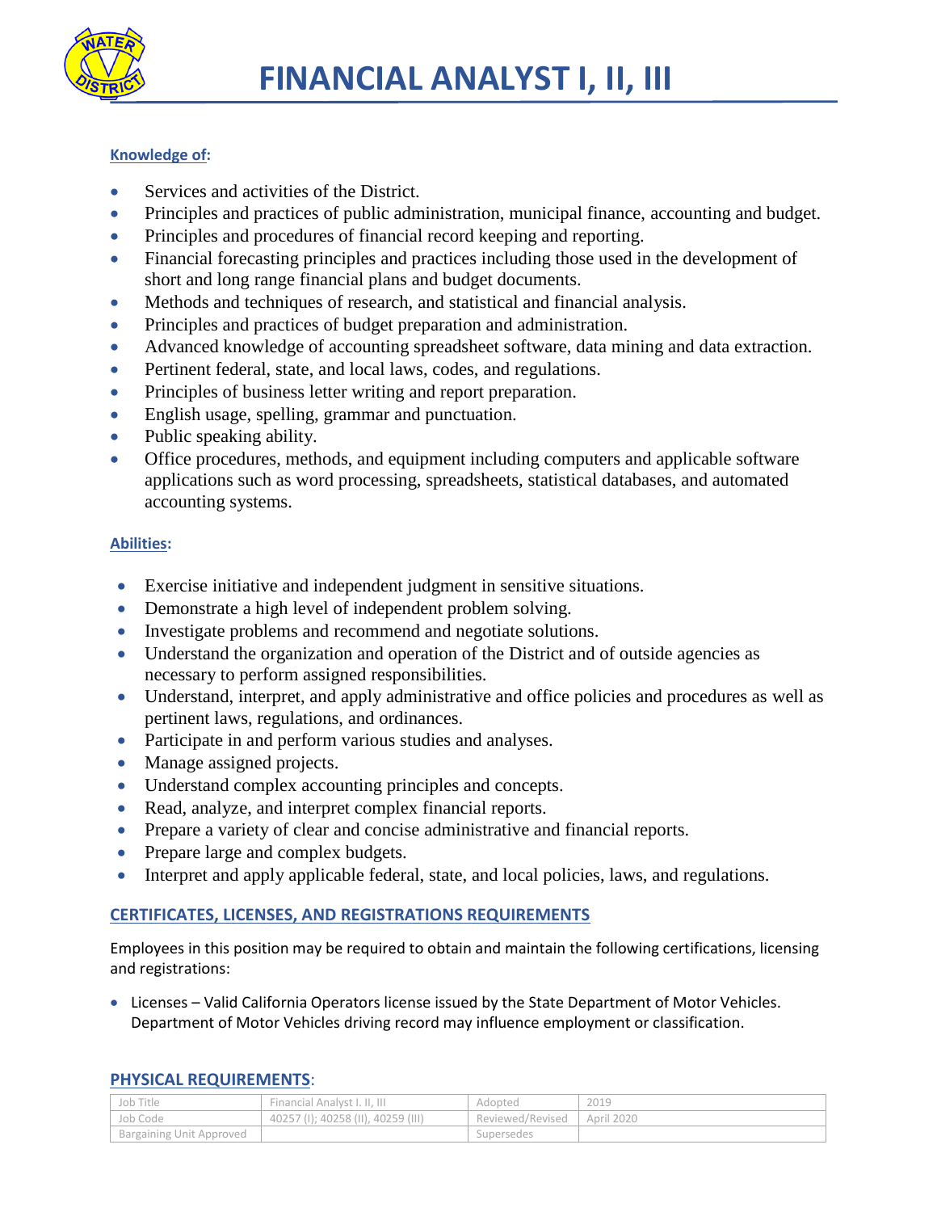# FINANCIAL ANALYST I, II, III

**Knowledge of:**

- Services and activities of the District.
- Principles and practices of public administration, municipal finance, accounting and budget.
- Principles and procedures of financial record keeping and reporting.
- Financial forecasting principles and practices including those used in the development of short and long range financial plans and budget documents.
- Methods and techniques of research, and statistical and financial analysis.
- Principles and practices of budget preparation and administration.
- Advanced knowledge of accounting spreadsheet software, data mining and data extraction.
- Pertinent federal, state, and local laws, codes, and regulations.
- Principles of business letter writing and report preparation.
- English usage, spelling, grammar and punctuation.
- Public speaking ability.
- Office procedures, methods, and equipment including computers and applicable software applications such as word processing, spreadsheets, statistical databases, and automated accounting systems.

**Abilities:**

- Exercise initiative and independent judgment in sensitive situations.
- Demonstrate a high level of independent problem solving.
- Investigate problems and recommend and negotiate solutions.
- Understand the organization and operation of the District and of outside agencies as necessary to perform assigned responsibilities.
- Understand, interpret, and apply administrative and office policies and procedures as well as pertinent laws, regulations, and ordinances.
- Participate in and perform various studies and analyses.
- Manage assigned projects.
- Understand complex accounting principles and concepts.
- Read, analyze, and interpret complex financial reports.
- Prepare a variety of clear and concise administrative and financial reports.
- Prepare large and complex budgets.
- Interpret and apply applicable federal, state, and local policies, laws, and regulations.

## CERTIFICATES, LICENSES, AND REGISTRATIONS REQUIREMENTS

Employees in this position may be required to obtain and maintain the following certifications, licensing and registrations:

- Licenses – Valid California Operators license issued by the State Department of Motor Vehicles. Department of Motor Vehicles driving record may influence employment or classification.

## PHYSICAL REQUIREMENTS:

| Job Title | Financial Analyst I. II, III | Adopted | 2019 |
|---|---|---|---|
| Job Code | 40257 (I); 40258 (II), 40259 (III) | Reviewed/Revised | April 2020 |
| Bargaining Unit Approved | | Supersedes | |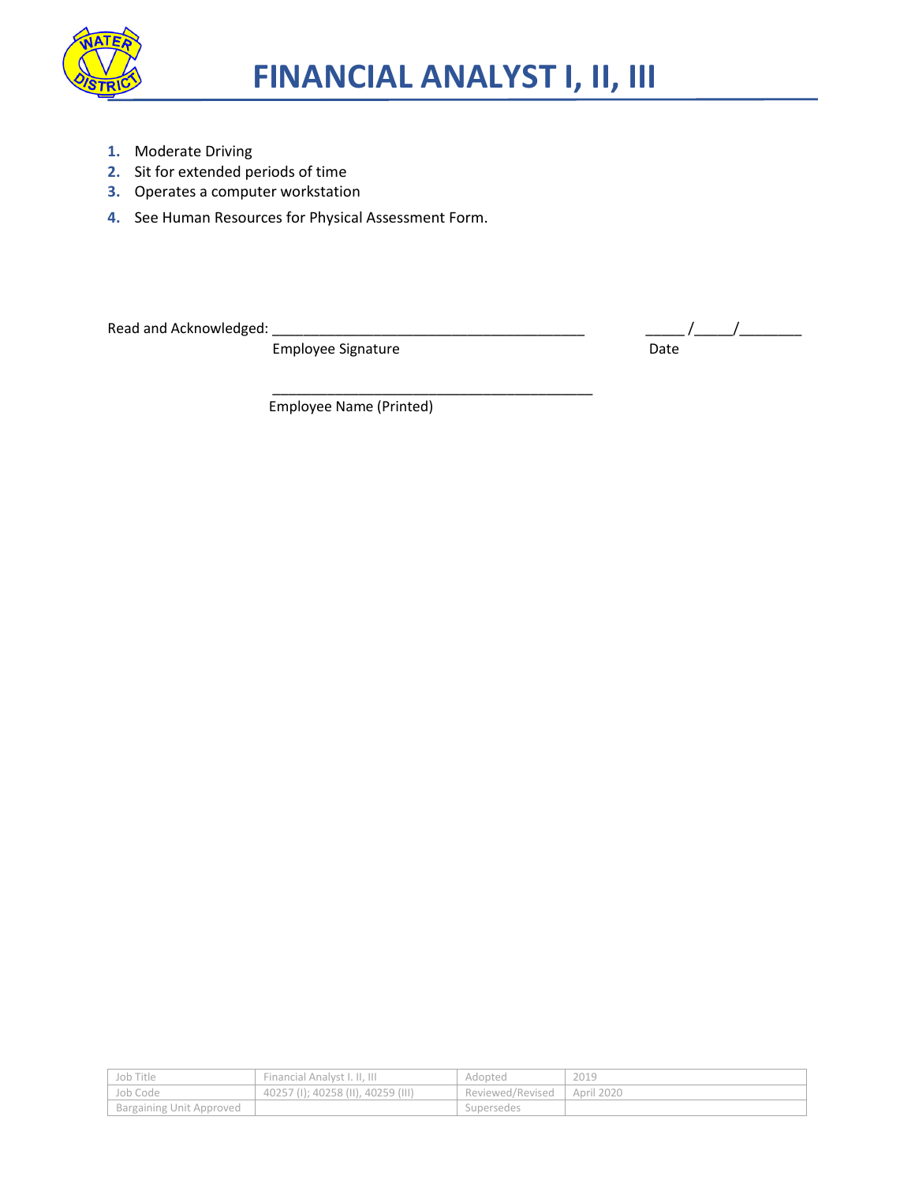# FINANCIAL ANALYST I, II, III

1. Moderate Driving
2. Sit for extended periods of time
3. Operates a computer workstation
4. See Human Resources for Physical Assessment Form.

Read and Acknowledged: ________________________________________ _____ /_____/________

Employee Signature Date

________________________________________

Employee Name (Printed)

| | | | |
|---|---|---|---|
| Job Title | Financial Analyst I. II, III | Adopted | 2019 |
| Job Code | 40257 (I); 40258 (II), 40259 (III) | Reviewed/Revised | April 2020 |
| Bargaining Unit Approved | | Supersedes | |